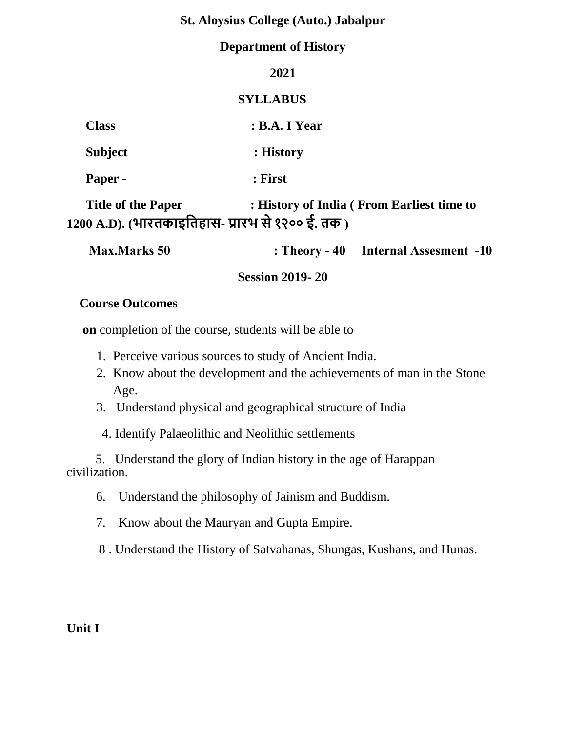**St. Aloysius College (Auto.) Jabalpur**

**Department of History**

**2021**

**SYLLABUS**

**Class** : **B.A. I Year**

**Subject** : **History**

**Paper -** : **First**

**Title of the Paper** : **History of India ( From Earliest time to 1200 A.D). (भारतकाइतिहास- प्रारभ से १२०० ई. तक )**

**Max.Marks 50** : **Theory - 40 Internal Assesment -10**

**Session 2019- 20**

**Course Outcomes**

**on** completion of the course, students will be able to

1. Perceive various sources to study of Ancient India.
2. Know about the development and the achievements of man in the Stone Age.
3. Understand physical and geographical structure of India
4. Identify Palaeolithic and Neolithic settlements
5. Understand the glory of Indian history in the age of Harappan civilization.
6. Understand the philosophy of Jainism and Buddism.
7. Know about the Mauryan and Gupta Empire.
8. Understand the History of Satvahanas, Shungas, Kushans, and Hunas.

**Unit I**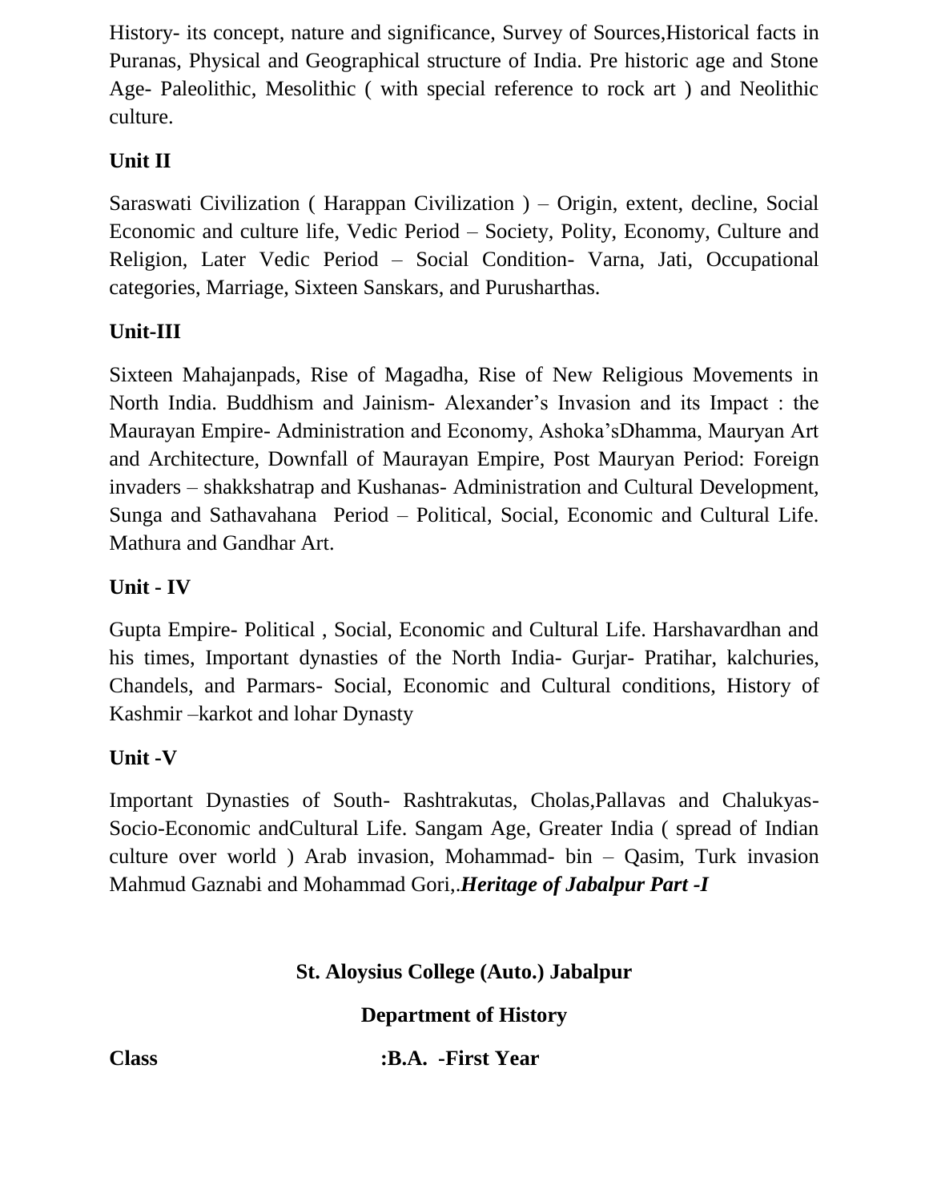History- its concept, nature and significance, Survey of Sources,Historical facts in Puranas, Physical and Geographical structure of India. Pre historic age and Stone Age- Paleolithic, Mesolithic ( with special reference to rock art ) and Neolithic culture.

**Unit II**

Saraswati Civilization ( Harappan Civilization ) – Origin, extent, decline, Social Economic and culture life, Vedic Period – Society, Polity, Economy, Culture and Religion, Later Vedic Period – Social Condition- Varna, Jati, Occupational categories, Marriage, Sixteen Sanskars, and Purusharthas.

**Unit-III**

Sixteen Mahajanpads, Rise of Magadha, Rise of New Religious Movements in North India. Buddhism and Jainism- Alexander's Invasion and its Impact : the Maurayan Empire- Administration and Economy, Ashoka'sDhamma, Mauryan Art and Architecture, Downfall of Maurayan Empire, Post Mauryan Period: Foreign invaders – shakkshatrap and Kushanas- Administration and Cultural Development, Sunga and Sathavahana Period – Political, Social, Economic and Cultural Life. Mathura and Gandhar Art.

**Unit - IV**

Gupta Empire- Political , Social, Economic and Cultural Life. Harshavardhan and his times, Important dynasties of the North India- Gurjar- Pratihar, kalchuries, Chandels, and Parmars- Social, Economic and Cultural conditions, History of Kashmir –karkot and lohar Dynasty

**Unit -V**

Important Dynasties of South- Rashtrakutas, Cholas,Pallavas and Chalukyas- Socio-Economic andCultural Life. Sangam Age, Greater India ( spread of Indian culture over world ) Arab invasion, Mohammad- bin – Qasim, Turk invasion Mahmud Gaznabi and Mohammad Gori,.***Heritage of Jabalpur Part -I***

**St. Aloysius College (Auto.) Jabalpur**

**Department of History**

**Class** **:B.A. -First Year**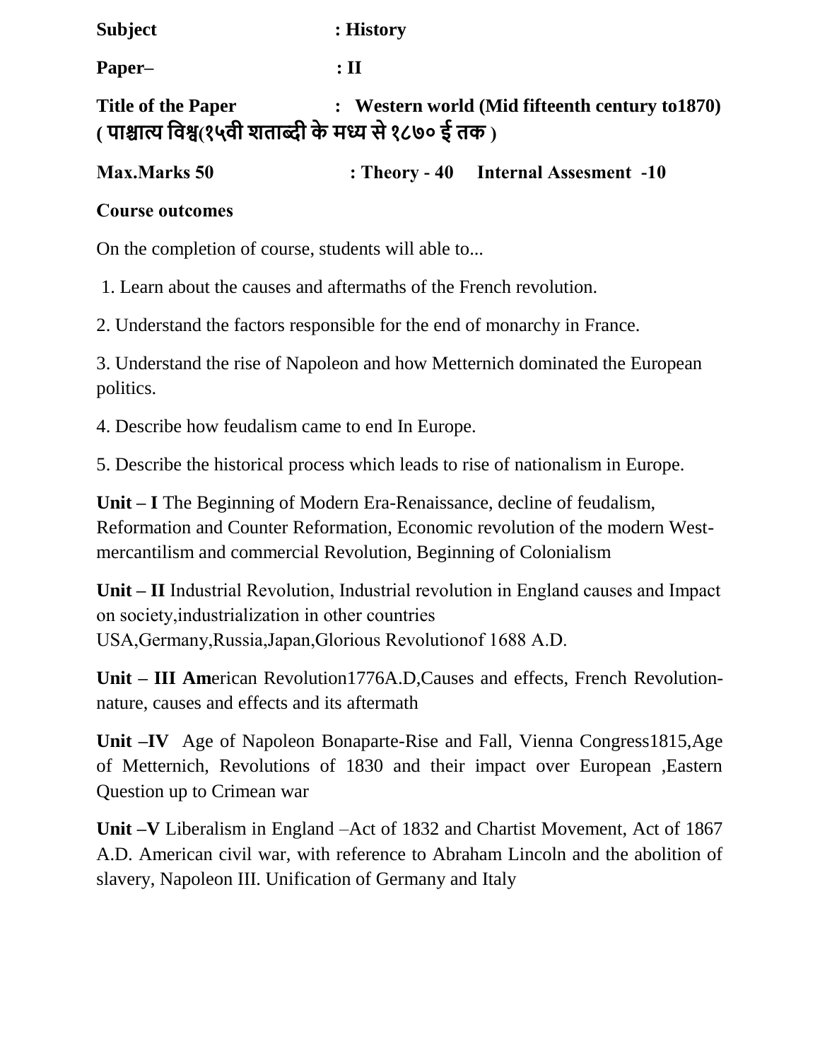**Subject** : **History**

**Paper–** : **II**

**Title of the Paper** : **Western world (Mid fifteenth century to1870)**
**( पाश्चात्य विश्व(१५वी शताब्दी के मध्य से १८७० ई तक )**

**Max.Marks 50** : **Theory - 40** **Internal Assesment -10**

**Course outcomes**

On the completion of course, students will able to...

1. Learn about the causes and aftermaths of the French revolution.

2. Understand the factors responsible for the end of monarchy in France.

3. Understand the rise of Napoleon and how Metternich dominated the European politics.

4. Describe how feudalism came to end In Europe.

5. Describe the historical process which leads to rise of nationalism in Europe.

**Unit – I** The Beginning of Modern Era-Renaissance, decline of feudalism, Reformation and Counter Reformation, Economic revolution of the modern West-mercantilism and commercial Revolution, Beginning of Colonialism

**Unit – II** Industrial Revolution, Industrial revolution in England causes and Impact on society,industrialization in other countries USA,Germany,Russia,Japan,Glorious Revolutionof 1688 A.D.

**Unit – III Am**erican Revolution1776A.D,Causes and effects, French Revolution-nature, causes and effects and its aftermath

**Unit –IV** Age of Napoleon Bonaparte-Rise and Fall, Vienna Congress1815,Age of Metternich, Revolutions of 1830 and their impact over European ,Eastern Question up to Crimean war

**Unit –V** Liberalism in England –Act of 1832 and Chartist Movement, Act of 1867 A.D. American civil war, with reference to Abraham Lincoln and the abolition of slavery, Napoleon III. Unification of Germany and Italy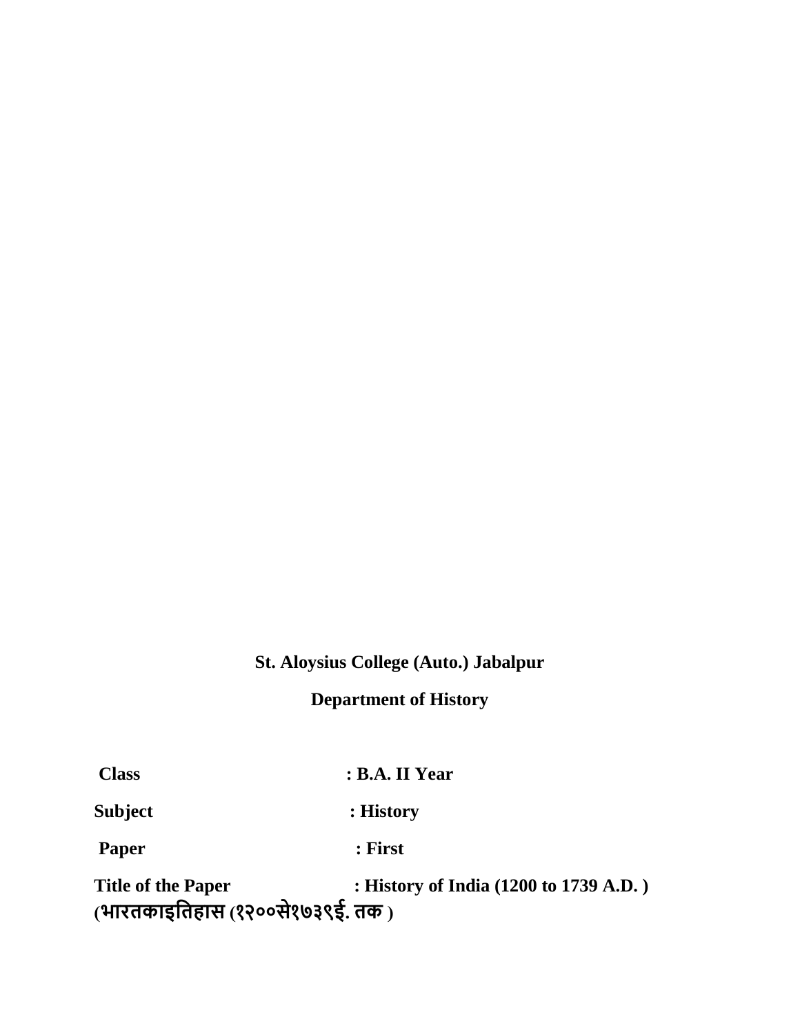**St. Aloysius College (Auto.) Jabalpur**

**Department of History**

**Class** : **B.A. II Year**

**Subject** : **History**

**Paper** : **First**

**Title of the Paper** : **History of India (1200 to 1739 A.D. )**
**(भारतकाइतिहास (१२००से१७३९ई. तक )**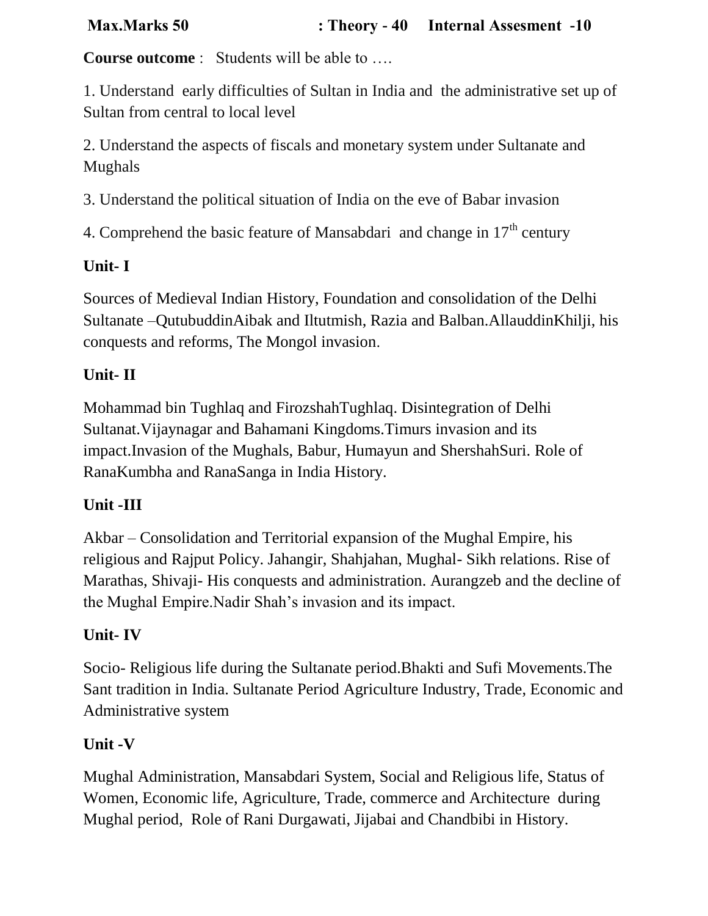**Max.Marks 50 : Theory - 40 Internal Assesment -10**

**Course outcome** : Students will be able to ….

1. Understand early difficulties of Sultan in India and the administrative set up of Sultan from central to local level

2. Understand the aspects of fiscals and monetary system under Sultanate and Mughals

3. Understand the political situation of India on the eve of Babar invasion

4. Comprehend the basic feature of Mansabdari and change in 17th century

**Unit- I**

Sources of Medieval Indian History, Foundation and consolidation of the Delhi Sultanate –QutubuddinAibak and Iltutmish, Razia and Balban.AllauddinKhilji, his conquests and reforms, The Mongol invasion.

**Unit- II**

Mohammad bin Tughlaq and FirozshahTughlaq. Disintegration of Delhi Sultanat.Vijaynagar and Bahamani Kingdoms.Timurs invasion and its impact.Invasion of the Mughals, Babur, Humayun and ShershahSuri. Role of RanaKumbha and RanaSanga in India History.

**Unit -III**

Akbar – Consolidation and Territorial expansion of the Mughal Empire, his religious and Rajput Policy. Jahangir, Shahjahan, Mughal- Sikh relations. Rise of Marathas, Shivaji- His conquests and administration. Aurangzeb and the decline of the Mughal Empire.Nadir Shah's invasion and its impact.

**Unit- IV**

Socio- Religious life during the Sultanate period.Bhakti and Sufi Movements.The Sant tradition in India. Sultanate Period Agriculture Industry, Trade, Economic and Administrative system

**Unit -V**

Mughal Administration, Mansabdari System, Social and Religious life, Status of Women, Economic life, Agriculture, Trade, commerce and Architecture during Mughal period, Role of Rani Durgawati, Jijabai and Chandbibi in History.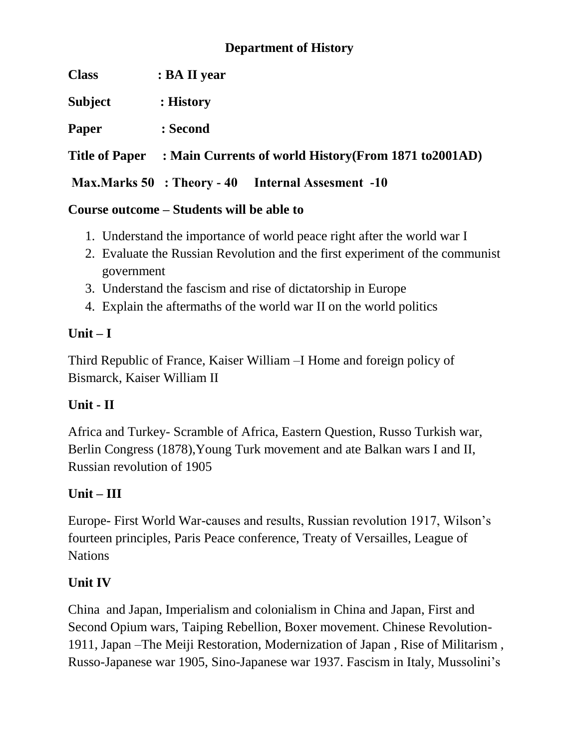## Department of History

**Class : BA II year**

**Subject : History**

**Paper : Second**

**Title of Paper : Main Currents of world History(From 1871 to2001AD)**

**Max.Marks 50 : Theory - 40 Internal Assesment -10**

**Course outcome – Students will be able to**

1. Understand the importance of world peace right after the world war I
2. Evaluate the Russian Revolution and the first experiment of the communist government
3. Understand the fascism and rise of dictatorship in Europe
4. Explain the aftermaths of the world war II on the world politics

### Unit – I

Third Republic of France, Kaiser William –I Home and foreign policy of Bismarck, Kaiser William II

### Unit - II

Africa and Turkey- Scramble of Africa, Eastern Question, Russo Turkish war, Berlin Congress (1878),Young Turk movement and ate Balkan wars I and II, Russian revolution of 1905

### Unit – III

Europe- First World War-causes and results, Russian revolution 1917, Wilson's fourteen principles, Paris Peace conference, Treaty of Versailles, League of Nations

### Unit IV

China and Japan, Imperialism and colonialism in China and Japan, First and Second Opium wars, Taiping Rebellion, Boxer movement. Chinese Revolution-1911, Japan –The Meiji Restoration, Modernization of Japan , Rise of Militarism , Russo-Japanese war 1905, Sino-Japanese war 1937. Fascism in Italy, Mussolini's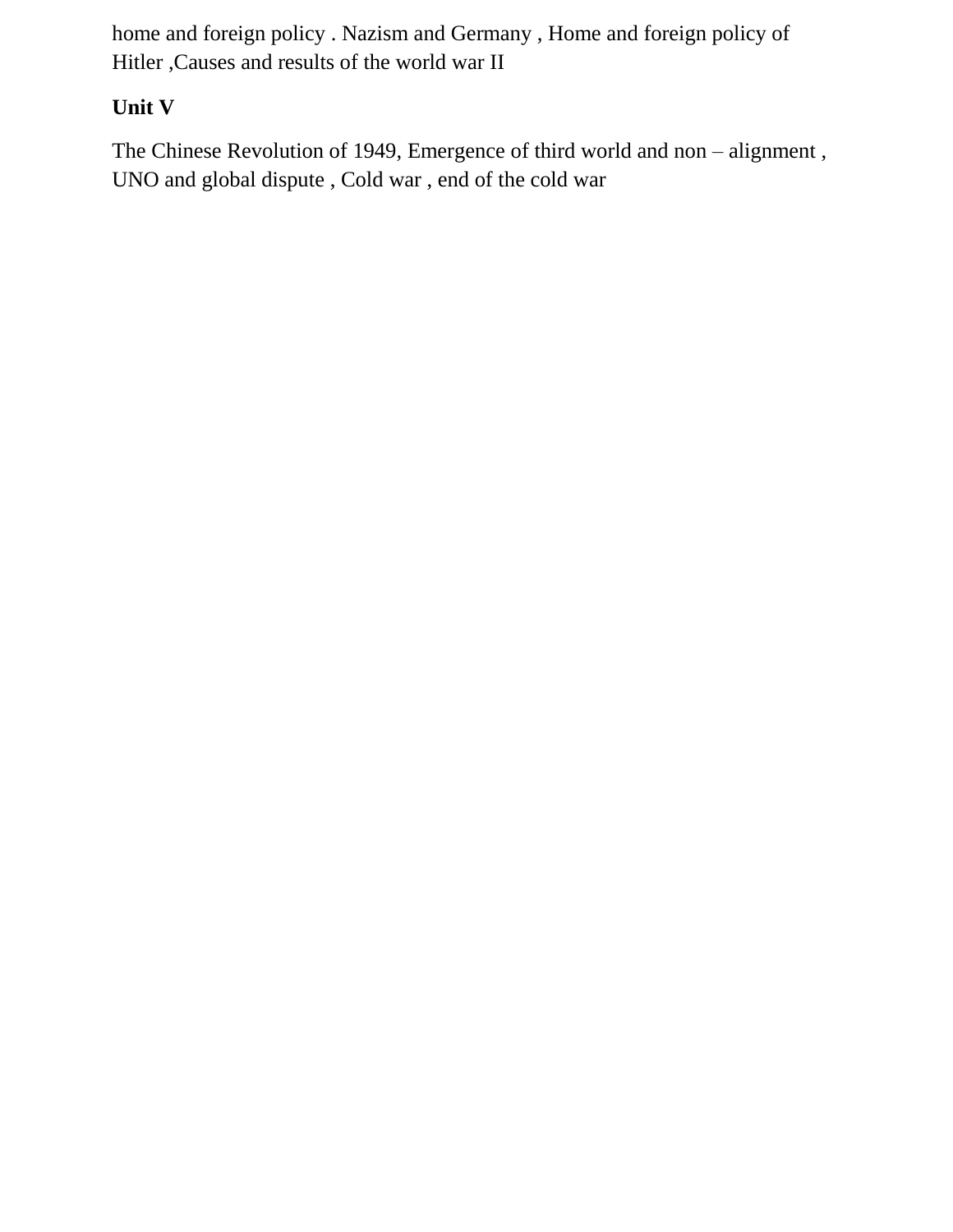home and foreign policy . Nazism and Germany , Home and foreign policy of Hitler ,Causes and results of the world war II

**Unit V**

The Chinese Revolution of 1949, Emergence of third world and non – alignment , UNO and global dispute , Cold war , end of the cold war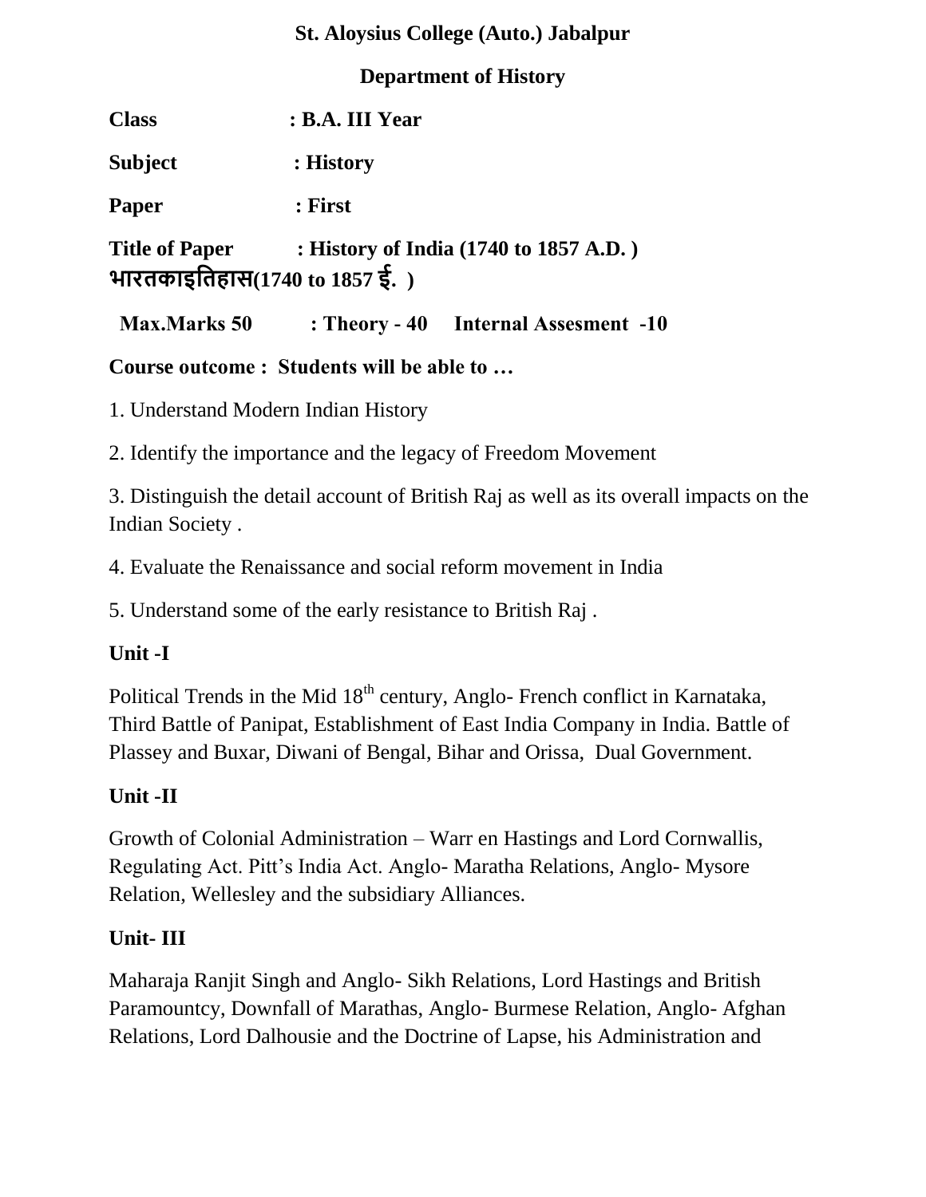**St. Aloysius College (Auto.) Jabalpur**

**Department of History**

**Class** : **B.A. III Year**

**Subject** : **History**

**Paper** : **First**

**Title of Paper** : **History of India (1740 to 1857 A.D. )**
**भारतकाइतिहास(1740 to 1857 ई. )**

**Max.Marks 50** : **Theory - 40** **Internal Assesment -10**

**Course outcome : Students will be able to …**

1. Understand Modern Indian History

2. Identify the importance and the legacy of Freedom Movement

3. Distinguish the detail account of British Raj as well as its overall impacts on the Indian Society .

4. Evaluate the Renaissance and social reform movement in India

5. Understand some of the early resistance to British Raj .

**Unit -I**

Political Trends in the Mid 18th century, Anglo- French conflict in Karnataka, Third Battle of Panipat, Establishment of East India Company in India. Battle of Plassey and Buxar, Diwani of Bengal, Bihar and Orissa, Dual Government.

**Unit -II**

Growth of Colonial Administration – Warr en Hastings and Lord Cornwallis, Regulating Act. Pitt's India Act. Anglo- Maratha Relations, Anglo- Mysore Relation, Wellesley and the subsidiary Alliances.

**Unit- III**

Maharaja Ranjit Singh and Anglo- Sikh Relations, Lord Hastings and British Paramountcy, Downfall of Marathas, Anglo- Burmese Relation, Anglo- Afghan Relations, Lord Dalhousie and the Doctrine of Lapse, his Administration and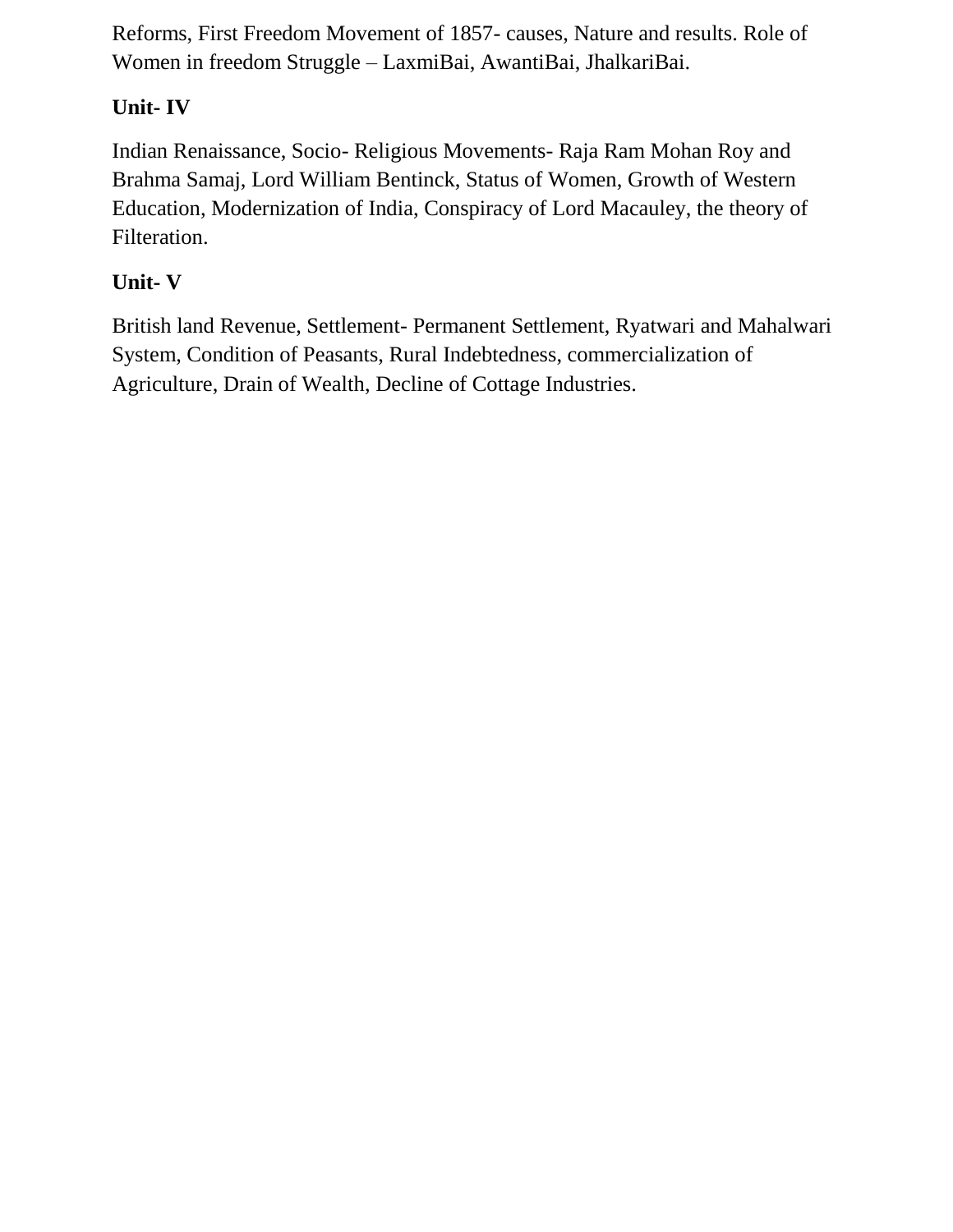Reforms, First Freedom Movement of 1857- causes, Nature and results. Role of Women in freedom Struggle – LaxmiBai, AwantiBai, JhalkariBai.

**Unit- IV**

Indian Renaissance, Socio- Religious Movements- Raja Ram Mohan Roy and Brahma Samaj, Lord William Bentinck, Status of Women, Growth of Western Education, Modernization of India, Conspiracy of Lord Macauley, the theory of Filteration.

**Unit- V**

British land Revenue, Settlement- Permanent Settlement, Ryatwari and Mahalwari System, Condition of Peasants, Rural Indebtedness, commercialization of Agriculture, Drain of Wealth, Decline of Cottage Industries.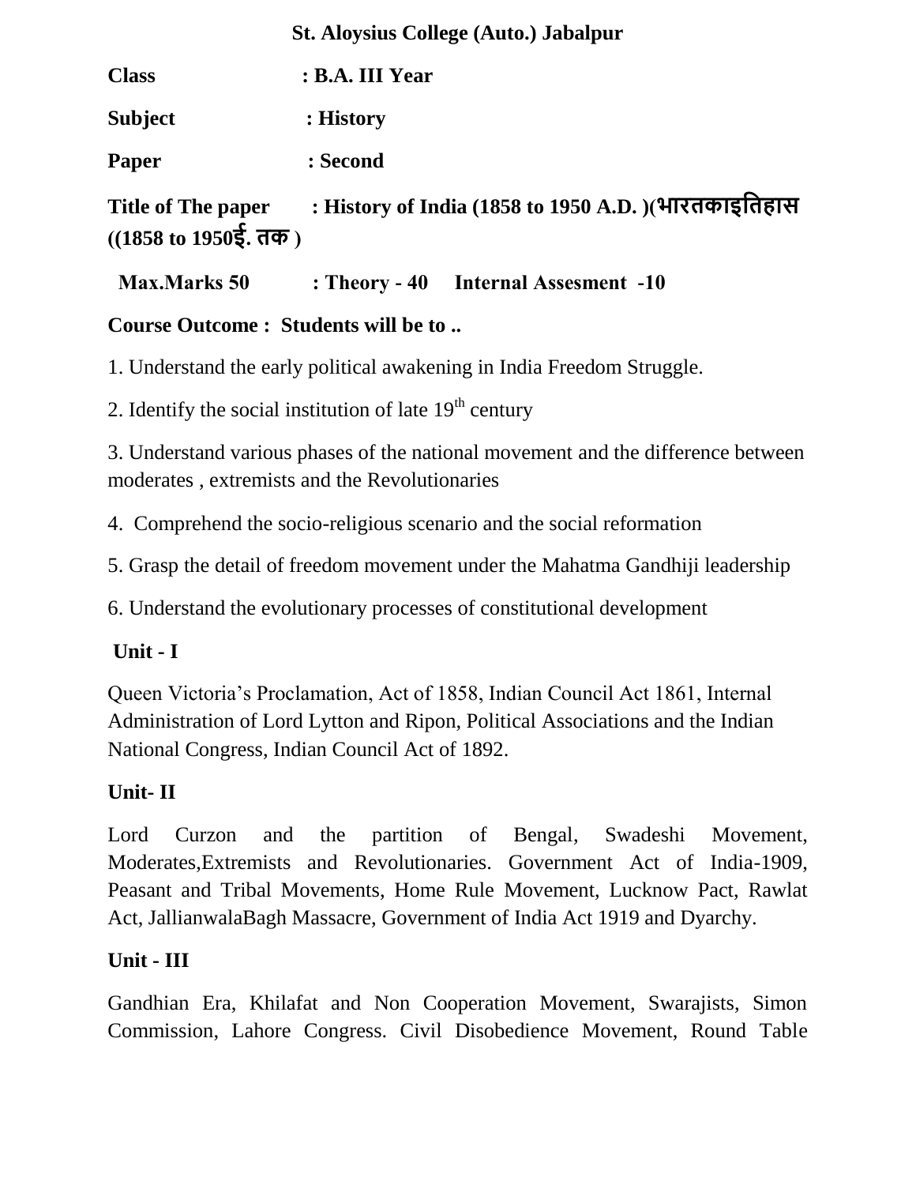**St. Aloysius College (Auto.) Jabalpur**

**Class** : **B.A. III Year**

**Subject** : **History**

**Paper** : **Second**

**Title of The paper** : **History of India (1858 to 1950 A.D. )(भारतकाइतिहास ((1858 to 1950ई. तक )**

**Max.Marks 50** : **Theory - 40 Internal Assesment -10**

**Course Outcome : Students will be to ..**

1. Understand the early political awakening in India Freedom Struggle.

2. Identify the social institution of late 19th century

3. Understand various phases of the national movement and the difference between moderates , extremists and the Revolutionaries

4. Comprehend the socio-religious scenario and the social reformation

5. Grasp the detail of freedom movement under the Mahatma Gandhiji leadership

6. Understand the evolutionary processes of constitutional development

**Unit - I**

Queen Victoria's Proclamation, Act of 1858, Indian Council Act 1861, Internal Administration of Lord Lytton and Ripon, Political Associations and the Indian National Congress, Indian Council Act of 1892.

**Unit- II**

Lord Curzon and the partition of Bengal, Swadeshi Movement, Moderates,Extremists and Revolutionaries. Government Act of India-1909, Peasant and Tribal Movements, Home Rule Movement, Lucknow Pact, Rawlat Act, JallianwalaBagh Massacre, Government of India Act 1919 and Dyarchy.

**Unit - III**

Gandhian Era, Khilafat and Non Cooperation Movement, Swarajists, Simon Commission, Lahore Congress. Civil Disobedience Movement, Round Table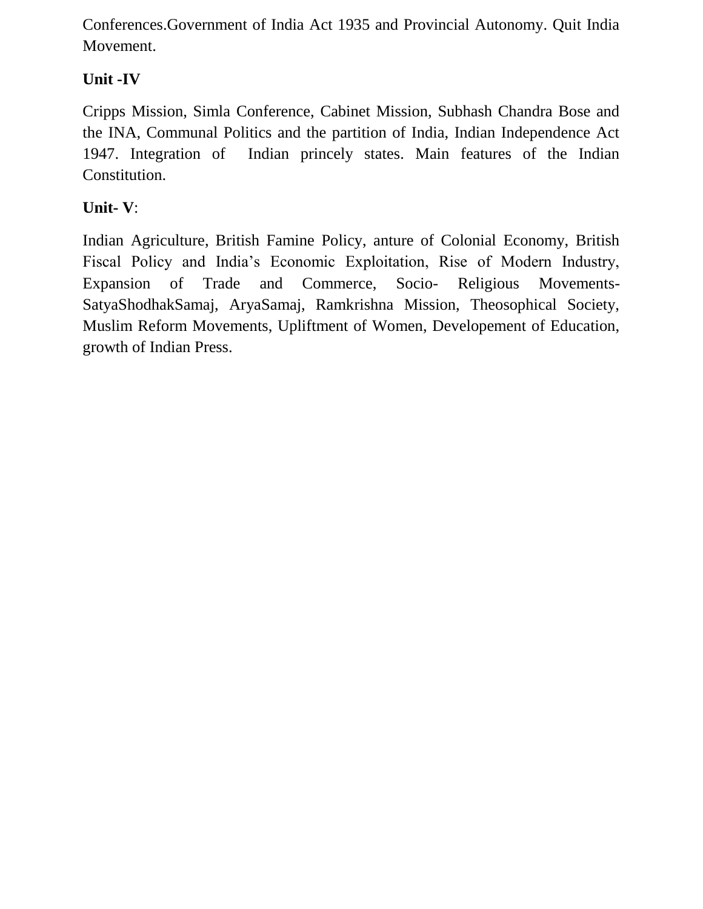Conferences.Government of India Act 1935 and Provincial Autonomy. Quit India Movement.

**Unit -IV**

Cripps Mission, Simla Conference, Cabinet Mission, Subhash Chandra Bose and the INA, Communal Politics and the partition of India, Indian Independence Act 1947. Integration of Indian princely states. Main features of the Indian Constitution.

**Unit- V**:

Indian Agriculture, British Famine Policy, anture of Colonial Economy, British Fiscal Policy and India's Economic Exploitation, Rise of Modern Industry, Expansion of Trade and Commerce, Socio- Religious Movements- SatyaShodhakSamaj, AryaSamaj, Ramkrishna Mission, Theosophical Society, Muslim Reform Movements, Upliftment of Women, Developement of Education, growth of Indian Press.